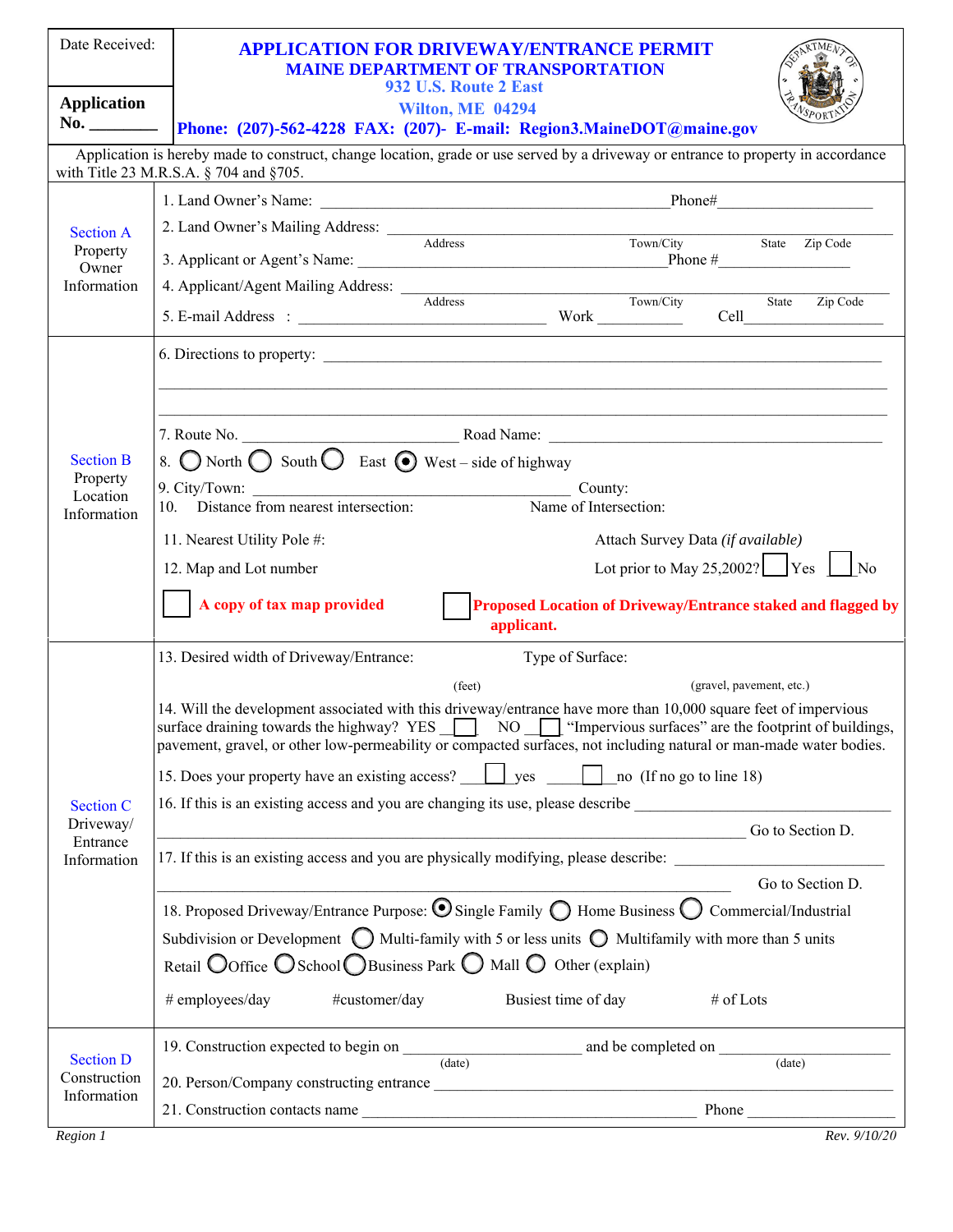Date Received:

**Application No. ________**

# APPLICATION FOR DRIVEWAY/ENTRANCE PERMIT

## MAINE DEPARTMENT OF TRANSPORTATION

**932 U.S. Route 2 East**
**Wilton, ME 04294**
**Phone: (207)-562-4228 FAX: (207)- E-mail: Region3.MaineDOT@maine.gov**

Application is hereby made to construct, change location, grade or use served by a driveway or entrance to property in accordance with Title 23 M.R.S.A. § 704 and §705.

### Section A Property Owner Information

1. Land Owner's Name: ______________________________ Phone# ________________
2. Land Owner's Mailing Address: ________________________________________
   Address / Town/City / State / Zip Code
3. Applicant or Agent's Name: ______________________________ Phone # ________________
4. Applicant/Agent Mailing Address: ________________________________________
   Address / Town/City / State / Zip Code
5. E-mail Address : ______________________ Work __________ Cell ________________

### Section B Property Location Information

6. Directions to property: ________________________________________
________________________________________
________________________________________
7. Route No. ____________________ Road Name: ____________________
8. ◯ North ◯ South ◯ East ◉ West – side of highway
9. City/Town: ____________________ County:
10. Distance from nearest intersection: Name of Intersection:
11. Nearest Utility Pole #: Attach Survey Data *(if available)*
12. Map and Lot number Lot prior to May 25,2002? ☐ Yes ☐ No

☐ **A copy of tax map provided**

☐ **Proposed Location of Driveway/Entrance staked and flagged by applicant.**

### Section C Driveway/ Entrance Information

13. Desired width of Driveway/Entrance: (feet) Type of Surface: (gravel, pavement, etc.)
14. Will the development associated with this driveway/entrance have more than 10,000 square feet of impervious surface draining towards the highway? YES ☐ NO ☐ "Impervious surfaces" are the footprint of buildings, pavement, gravel, or other low-permeability or compacted surfaces, not including natural or man-made water bodies.
15. Does your property have an existing access? ☐ yes ☐ no (If no go to line 18)
16. If this is an existing access and you are changing its use, please describe ____________________
________________________________________ Go to Section D.
17. If this is an existing access and you are physically modifying, please describe: ____________________
________________________________________ Go to Section D.
18. Proposed Driveway/Entrance Purpose: ◉ Single Family ◯ Home Business ◯ Commercial/Industrial
Subdivision or Development ◯ Multi-family with 5 or less units ◯ Multifamily with more than 5 units
Retail ◯ Office ◯ School ◯ Business Park ◯ Mall ◯ Other (explain)

# employees/day #customer/day Busiest time of day # of Lots

### Section D Construction Information

19. Construction expected to begin on ______________ (date) and be completed on ______________ (date)
20. Person/Company constructing entrance ________________________________________
21. Construction contacts name ______________________________ Phone ________________

Region 1 Rev. 9/10/20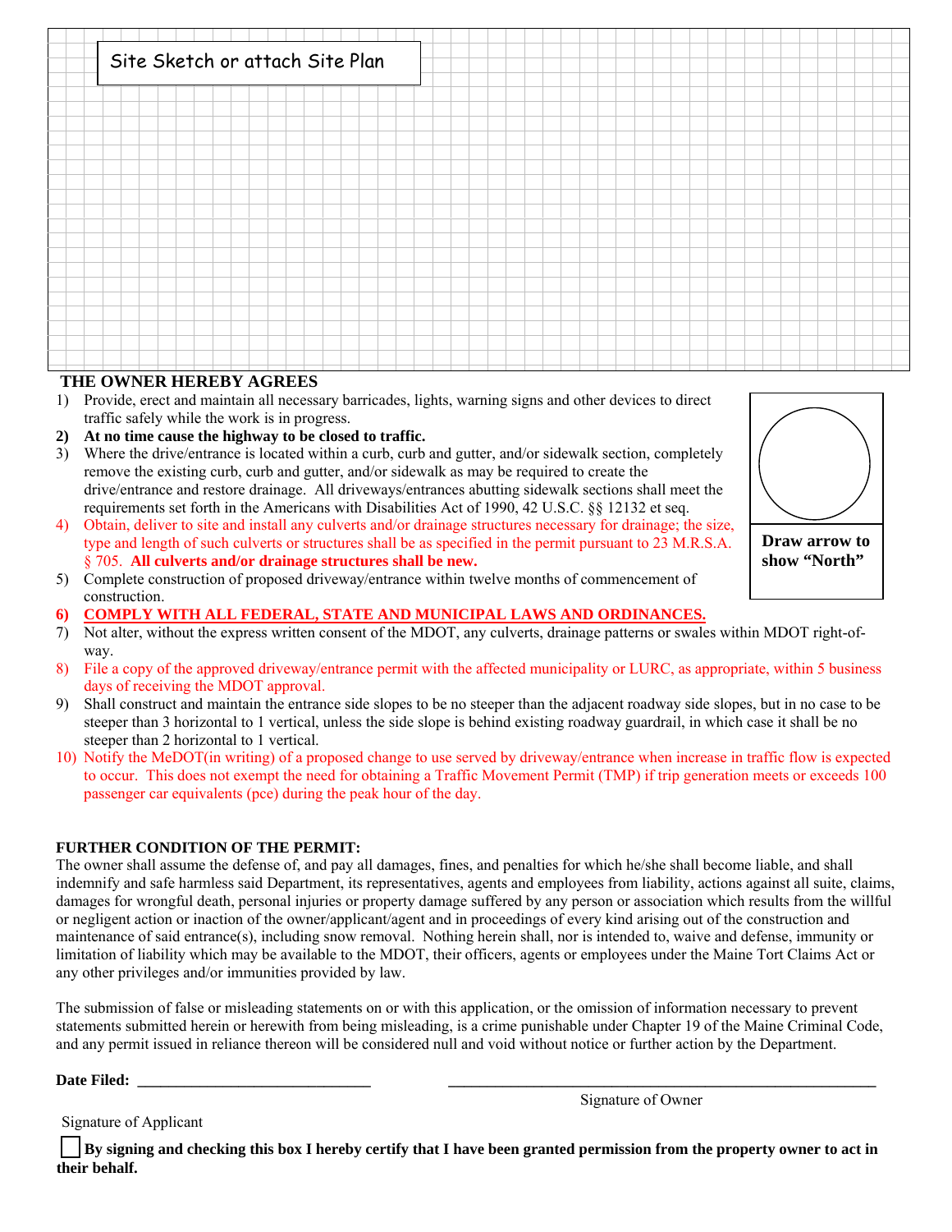Site Sketch or attach Site Plan

Draw arrow to show "North"

**THE OWNER HEREBY AGREES**

1) Provide, erect and maintain all necessary barricades, lights, warning signs and other devices to direct traffic safely while the work is in progress.
2) **At no time cause the highway to be closed to traffic.**
3) Where the drive/entrance is located within a curb, curb and gutter, and/or sidewalk section, completely remove the existing curb, curb and gutter, and/or sidewalk as may be required to create the drive/entrance and restore drainage. All driveways/entrances abutting sidewalk sections shall meet the requirements set forth in the Americans with Disabilities Act of 1990, 42 U.S.C. §§ 12132 et seq.
4) Obtain, deliver to site and install any culverts and/or drainage structures necessary for drainage; the size, type and length of such culverts or structures shall be as specified in the permit pursuant to 23 M.R.S.A. § 705. **All culverts and/or drainage structures shall be new.**
5) Complete construction of proposed driveway/entrance within twelve months of commencement of construction.
6) **COMPLY WITH ALL FEDERAL, STATE AND MUNICIPAL LAWS AND ORDINANCES.**
7) Not alter, without the express written consent of the MDOT, any culverts, drainage patterns or swales within MDOT right-of-way.
8) File a copy of the approved driveway/entrance permit with the affected municipality or LURC, as appropriate, within 5 business days of receiving the MDOT approval.
9) Shall construct and maintain the entrance side slopes to be no steeper than the adjacent roadway side slopes, but in no case to be steeper than 3 horizontal to 1 vertical, unless the side slope is behind existing roadway guardrail, in which case it shall be no steeper than 2 horizontal to 1 vertical.
10) Notify the MeDOT(in writing) of a proposed change to use served by driveway/entrance when increase in traffic flow is expected to occur. This does not exempt the need for obtaining a Traffic Movement Permit (TMP) if trip generation meets or exceeds 100 passenger car equivalents (pce) during the peak hour of the day.

**FURTHER CONDITION OF THE PERMIT:**

The owner shall assume the defense of, and pay all damages, fines, and penalties for which he/she shall become liable, and shall indemnify and safe harmless said Department, its representatives, agents and employees from liability, actions against all suite, claims, damages for wrongful death, personal injuries or property damage suffered by any person or association which results from the willful or negligent action or inaction of the owner/applicant/agent and in proceedings of every kind arising out of the construction and maintenance of said entrance(s), including snow removal. Nothing herein shall, nor is intended to, waive and defense, immunity or limitation of liability which may be available to the MDOT, their officers, agents or employees under the Maine Tort Claims Act or any other privileges and/or immunities provided by law.

The submission of false or misleading statements on or with this application, or the omission of information necessary to prevent statements submitted herein or herewith from being misleading, is a crime punishable under Chapter 19 of the Maine Criminal Code, and any permit issued in reliance thereon will be considered null and void without notice or further action by the Department.

**Date Filed:** ______________________________ ____________________________________________________

Signature of Owner

Signature of Applicant

☐ **By signing and checking this box I hereby certify that I have been granted permission from the property owner to act in their behalf.**